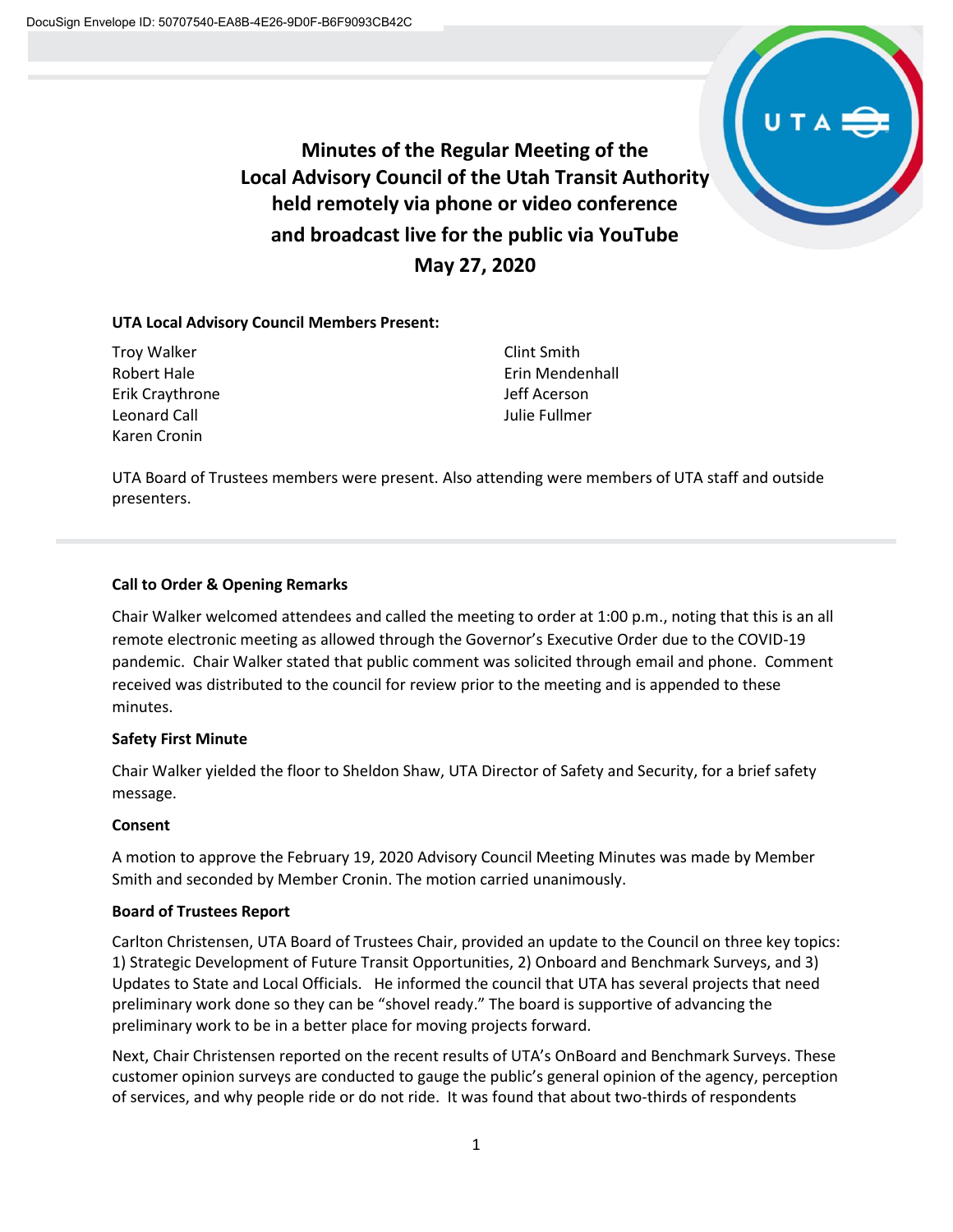# Minutes of the Regular Meeting of the Local Advisory Council of the Utah Transit Authority held remotely via phone or video conference and broadcast live for the public via YouTube

## May 27, 2020

**UTA Local Advisory Council Members Present:**

Troy Walker
Robert Hale
Erik Craythrone
Leonard Call
Karen Cronin
Clint Smith
Erin Mendenhall
Jeff Acerson
Julie Fullmer

UTA Board of Trustees members were present. Also attending were members of UTA staff and outside presenters.

---

**Call to Order & Opening Remarks**

Chair Walker welcomed attendees and called the meeting to order at 1:00 p.m., noting that this is an all remote electronic meeting as allowed through the Governor's Executive Order due to the COVID-19 pandemic. Chair Walker stated that public comment was solicited through email and phone. Comment received was distributed to the council for review prior to the meeting and is appended to these minutes.

**Safety First Minute**

Chair Walker yielded the floor to Sheldon Shaw, UTA Director of Safety and Security, for a brief safety message.

**Consent**

A motion to approve the February 19, 2020 Advisory Council Meeting Minutes was made by Member Smith and seconded by Member Cronin. The motion carried unanimously.

**Board of Trustees Report**

Carlton Christensen, UTA Board of Trustees Chair, provided an update to the Council on three key topics: 1) Strategic Development of Future Transit Opportunities, 2) Onboard and Benchmark Surveys, and 3) Updates to State and Local Officials. He informed the council that UTA has several projects that need preliminary work done so they can be "shovel ready." The board is supportive of advancing the preliminary work to be in a better place for moving projects forward.

Next, Chair Christensen reported on the recent results of UTA's OnBoard and Benchmark Surveys. These customer opinion surveys are conducted to gauge the public's general opinion of the agency, perception of services, and why people ride or do not ride. It was found that about two-thirds of respondents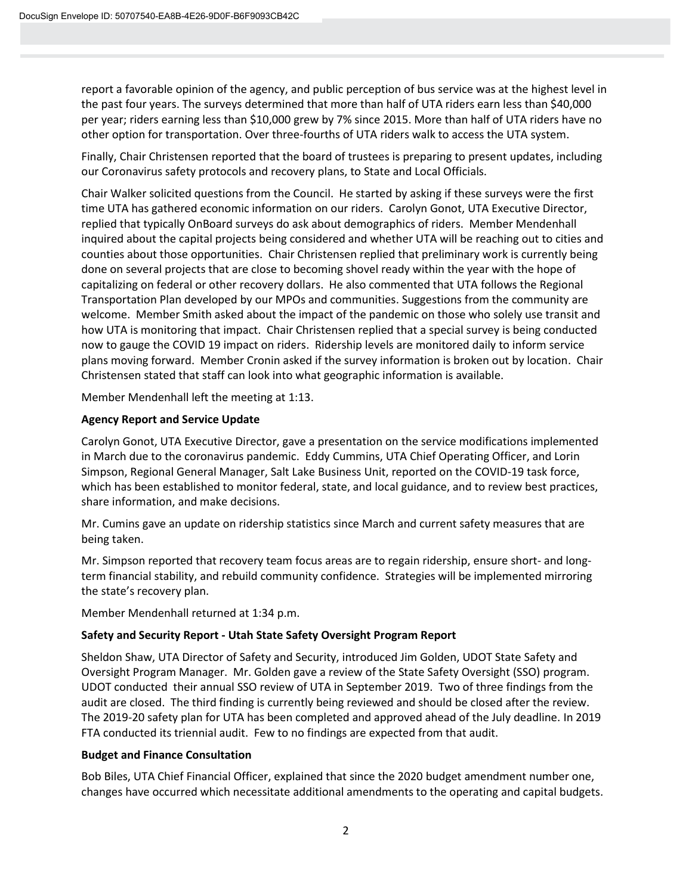report a favorable opinion of the agency, and public perception of bus service was at the highest level in the past four years. The surveys determined that more than half of UTA riders earn less than $40,000 per year; riders earning less than $10,000 grew by 7% since 2015. More than half of UTA riders have no other option for transportation. Over three-fourths of UTA riders walk to access the UTA system.

Finally, Chair Christensen reported that the board of trustees is preparing to present updates, including our Coronavirus safety protocols and recovery plans, to State and Local Officials.

Chair Walker solicited questions from the Council. He started by asking if these surveys were the first time UTA has gathered economic information on our riders. Carolyn Gonot, UTA Executive Director, replied that typically OnBoard surveys do ask about demographics of riders. Member Mendenhall inquired about the capital projects being considered and whether UTA will be reaching out to cities and counties about those opportunities. Chair Christensen replied that preliminary work is currently being done on several projects that are close to becoming shovel ready within the year with the hope of capitalizing on federal or other recovery dollars. He also commented that UTA follows the Regional Transportation Plan developed by our MPOs and communities. Suggestions from the community are welcome. Member Smith asked about the impact of the pandemic on those who solely use transit and how UTA is monitoring that impact. Chair Christensen replied that a special survey is being conducted now to gauge the COVID 19 impact on riders. Ridership levels are monitored daily to inform service plans moving forward. Member Cronin asked if the survey information is broken out by location. Chair Christensen stated that staff can look into what geographic information is available.

Member Mendenhall left the meeting at 1:13.

**Agency Report and Service Update**

Carolyn Gonot, UTA Executive Director, gave a presentation on the service modifications implemented in March due to the coronavirus pandemic. Eddy Cummins, UTA Chief Operating Officer, and Lorin Simpson, Regional General Manager, Salt Lake Business Unit, reported on the COVID-19 task force, which has been established to monitor federal, state, and local guidance, and to review best practices, share information, and make decisions.

Mr. Cumins gave an update on ridership statistics since March and current safety measures that are being taken.

Mr. Simpson reported that recovery team focus areas are to regain ridership, ensure short- and long-term financial stability, and rebuild community confidence. Strategies will be implemented mirroring the state's recovery plan.

Member Mendenhall returned at 1:34 p.m.

**Safety and Security Report - Utah State Safety Oversight Program Report**

Sheldon Shaw, UTA Director of Safety and Security, introduced Jim Golden, UDOT State Safety and Oversight Program Manager. Mr. Golden gave a review of the State Safety Oversight (SSO) program. UDOT conducted their annual SSO review of UTA in September 2019. Two of three findings from the audit are closed. The third finding is currently being reviewed and should be closed after the review. The 2019-20 safety plan for UTA has been completed and approved ahead of the July deadline. In 2019 FTA conducted its triennial audit. Few to no findings are expected from that audit.

**Budget and Finance Consultation**

Bob Biles, UTA Chief Financial Officer, explained that since the 2020 budget amendment number one, changes have occurred which necessitate additional amendments to the operating and capital budgets.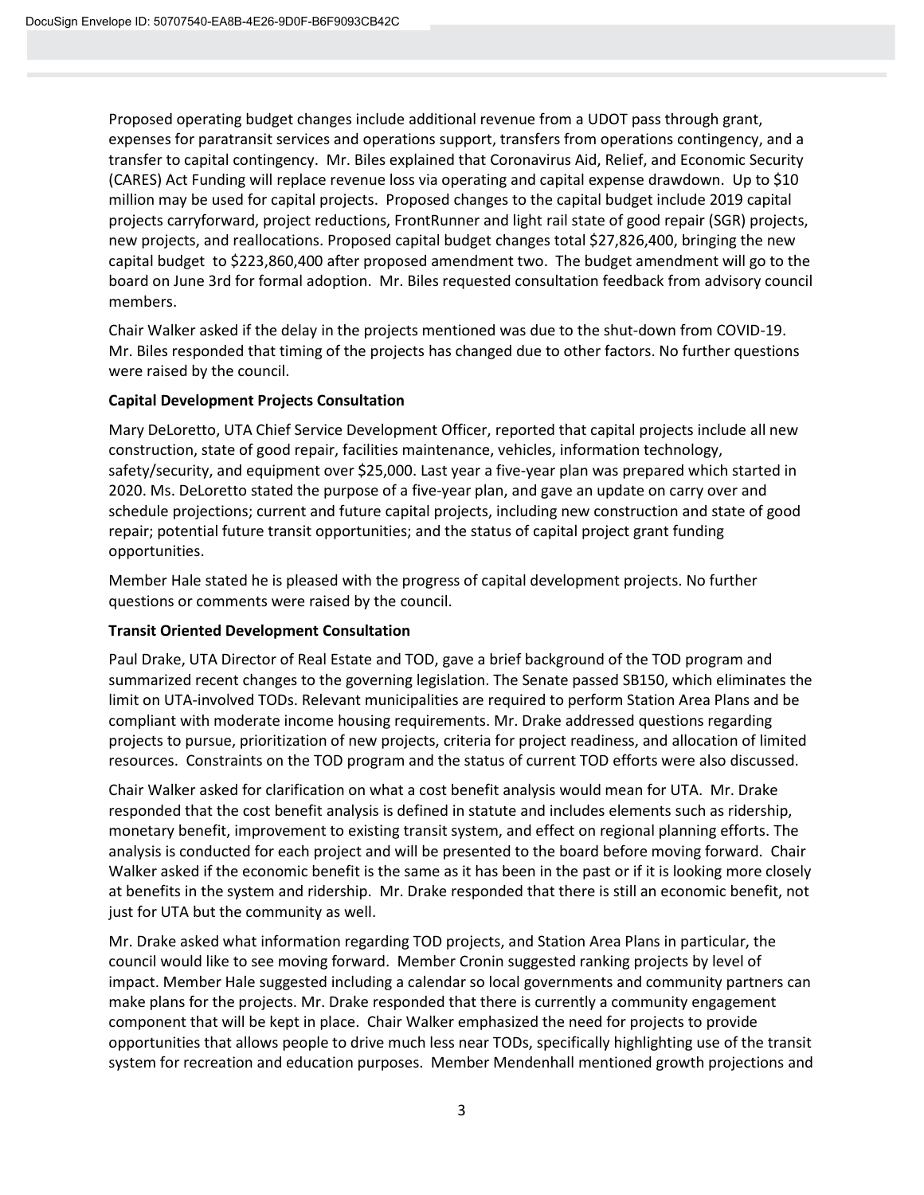Proposed operating budget changes include additional revenue from a UDOT pass through grant, expenses for paratransit services and operations support, transfers from operations contingency, and a transfer to capital contingency. Mr. Biles explained that Coronavirus Aid, Relief, and Economic Security (CARES) Act Funding will replace revenue loss via operating and capital expense drawdown. Up to $10 million may be used for capital projects. Proposed changes to the capital budget include 2019 capital projects carryforward, project reductions, FrontRunner and light rail state of good repair (SGR) projects, new projects, and reallocations. Proposed capital budget changes total $27,826,400, bringing the new capital budget to $223,860,400 after proposed amendment two. The budget amendment will go to the board on June 3rd for formal adoption. Mr. Biles requested consultation feedback from advisory council members.

Chair Walker asked if the delay in the projects mentioned was due to the shut-down from COVID-19. Mr. Biles responded that timing of the projects has changed due to other factors. No further questions were raised by the council.

**Capital Development Projects Consultation**

Mary DeLoretto, UTA Chief Service Development Officer, reported that capital projects include all new construction, state of good repair, facilities maintenance, vehicles, information technology, safety/security, and equipment over $25,000. Last year a five-year plan was prepared which started in 2020. Ms. DeLoretto stated the purpose of a five-year plan, and gave an update on carry over and schedule projections; current and future capital projects, including new construction and state of good repair; potential future transit opportunities; and the status of capital project grant funding opportunities.

Member Hale stated he is pleased with the progress of capital development projects. No further questions or comments were raised by the council.

**Transit Oriented Development Consultation**

Paul Drake, UTA Director of Real Estate and TOD, gave a brief background of the TOD program and summarized recent changes to the governing legislation. The Senate passed SB150, which eliminates the limit on UTA-involved TODs. Relevant municipalities are required to perform Station Area Plans and be compliant with moderate income housing requirements. Mr. Drake addressed questions regarding projects to pursue, prioritization of new projects, criteria for project readiness, and allocation of limited resources. Constraints on the TOD program and the status of current TOD efforts were also discussed.

Chair Walker asked for clarification on what a cost benefit analysis would mean for UTA. Mr. Drake responded that the cost benefit analysis is defined in statute and includes elements such as ridership, monetary benefit, improvement to existing transit system, and effect on regional planning efforts. The analysis is conducted for each project and will be presented to the board before moving forward. Chair Walker asked if the economic benefit is the same as it has been in the past or if it is looking more closely at benefits in the system and ridership. Mr. Drake responded that there is still an economic benefit, not just for UTA but the community as well.

Mr. Drake asked what information regarding TOD projects, and Station Area Plans in particular, the council would like to see moving forward. Member Cronin suggested ranking projects by level of impact. Member Hale suggested including a calendar so local governments and community partners can make plans for the projects. Mr. Drake responded that there is currently a community engagement component that will be kept in place. Chair Walker emphasized the need for projects to provide opportunities that allows people to drive much less near TODs, specifically highlighting use of the transit system for recreation and education purposes. Member Mendenhall mentioned growth projections and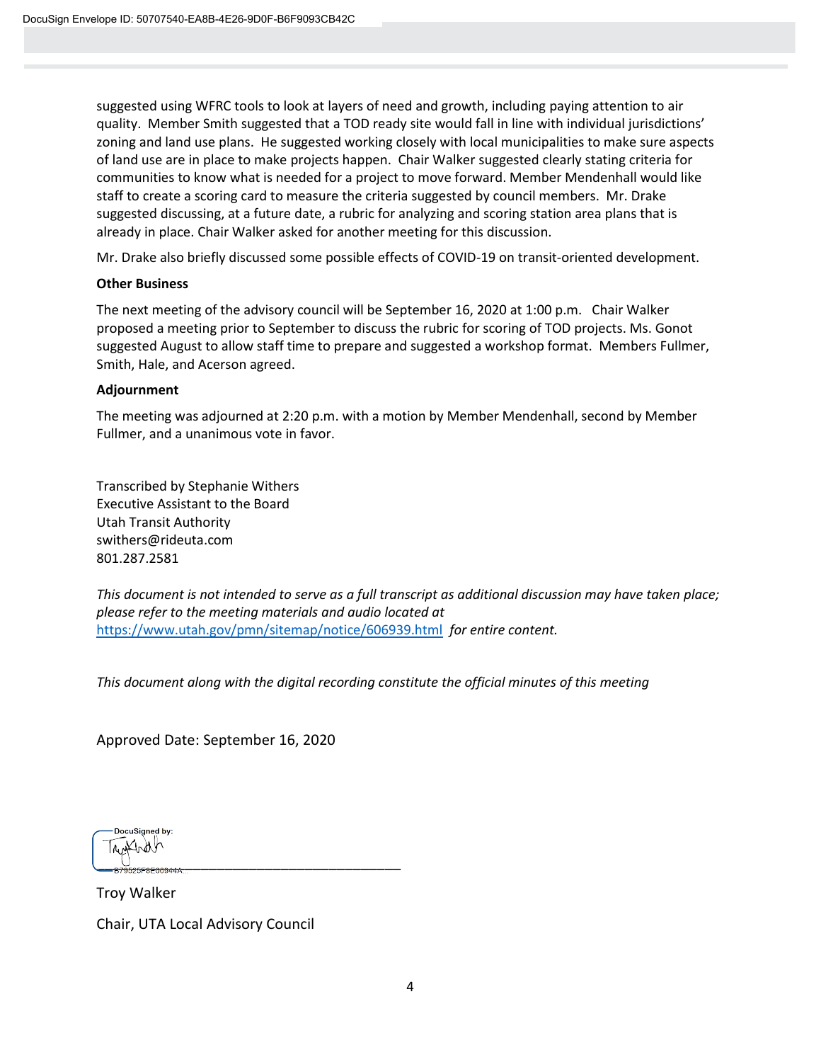suggested using WFRC tools to look at layers of need and growth, including paying attention to air quality. Member Smith suggested that a TOD ready site would fall in line with individual jurisdictions' zoning and land use plans. He suggested working closely with local municipalities to make sure aspects of land use are in place to make projects happen. Chair Walker suggested clearly stating criteria for communities to know what is needed for a project to move forward. Member Mendenhall would like staff to create a scoring card to measure the criteria suggested by council members. Mr. Drake suggested discussing, at a future date, a rubric for analyzing and scoring station area plans that is already in place. Chair Walker asked for another meeting for this discussion.

Mr. Drake also briefly discussed some possible effects of COVID-19 on transit-oriented development.

**Other Business**

The next meeting of the advisory council will be September 16, 2020 at 1:00 p.m. Chair Walker proposed a meeting prior to September to discuss the rubric for scoring of TOD projects. Ms. Gonot suggested August to allow staff time to prepare and suggested a workshop format. Members Fullmer, Smith, Hale, and Acerson agreed.

**Adjournment**

The meeting was adjourned at 2:20 p.m. with a motion by Member Mendenhall, second by Member Fullmer, and a unanimous vote in favor.

Transcribed by Stephanie Withers
Executive Assistant to the Board
Utah Transit Authority
swithers@rideuta.com
801.287.2581

*This document is not intended to serve as a full transcript as additional discussion may have taken place; please refer to the meeting materials and audio located at* https://www.utah.gov/pmn/sitemap/notice/606939.html *for entire content.*

*This document along with the digital recording constitute the official minutes of this meeting*

Approved Date: September 16, 2020

DocuSigned by:

B79525F8E86944A...

Troy Walker

Chair, UTA Local Advisory Council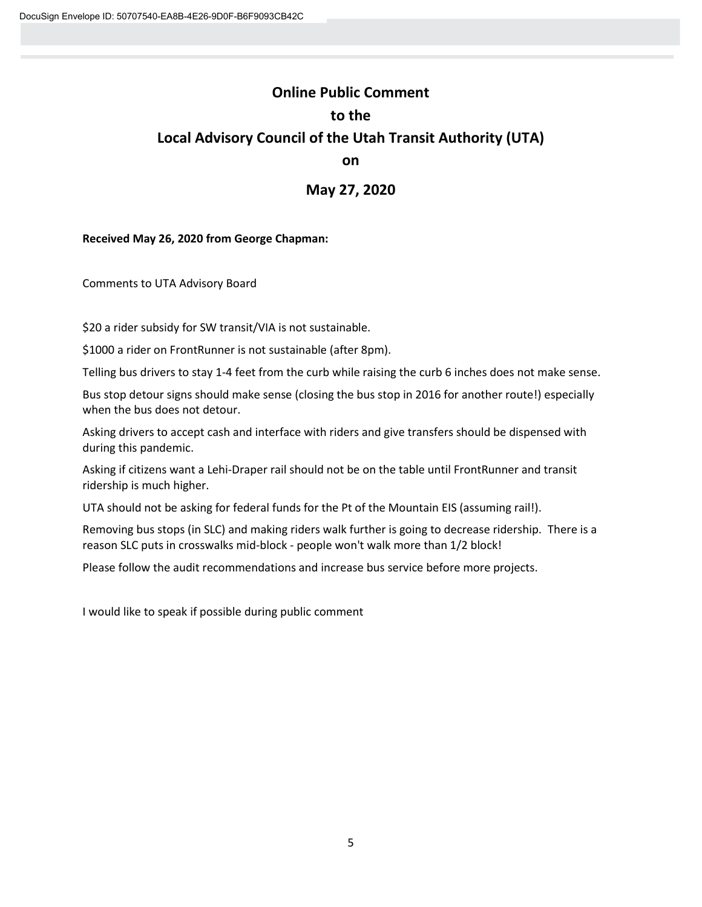# Online Public Comment

# to the

# Local Advisory Council of the Utah Transit Authority (UTA)

# on

# May 27, 2020

**Received May 26, 2020 from George Chapman:**

Comments to UTA Advisory Board

$20 a rider subsidy for SW transit/VIA is not sustainable.

$1000 a rider on FrontRunner is not sustainable (after 8pm).

Telling bus drivers to stay 1-4 feet from the curb while raising the curb 6 inches does not make sense.

Bus stop detour signs should make sense (closing the bus stop in 2016 for another route!) especially when the bus does not detour.

Asking drivers to accept cash and interface with riders and give transfers should be dispensed with during this pandemic.

Asking if citizens want a Lehi-Draper rail should not be on the table until FrontRunner and transit ridership is much higher.

UTA should not be asking for federal funds for the Pt of the Mountain EIS (assuming rail!).

Removing bus stops (in SLC) and making riders walk further is going to decrease ridership. There is a reason SLC puts in crosswalks mid-block - people won't walk more than 1/2 block!

Please follow the audit recommendations and increase bus service before more projects.

I would like to speak if possible during public comment